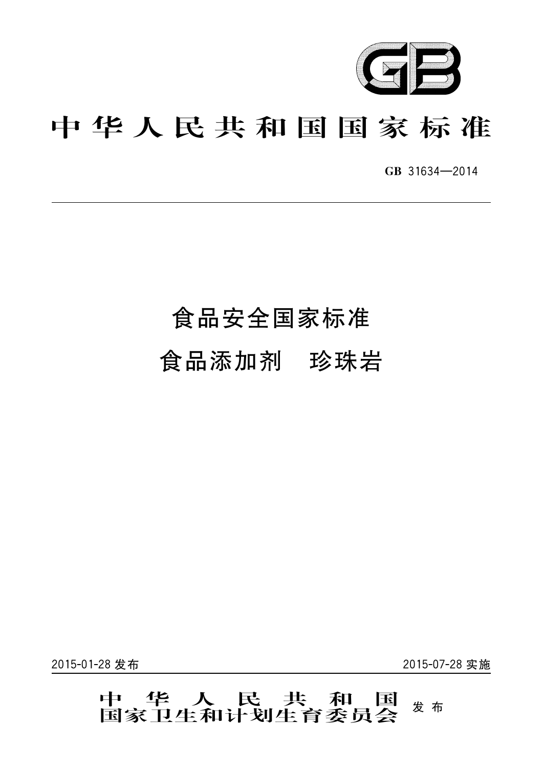# 中华人民共和国国家标准

GB 31634—2014

## 食品安全国家标准
## 食品添加剂　珍珠岩

2015-01-28 发布　　　　2015-07-28 实施

中华人民共和国国家卫生和计划生育委员会　发布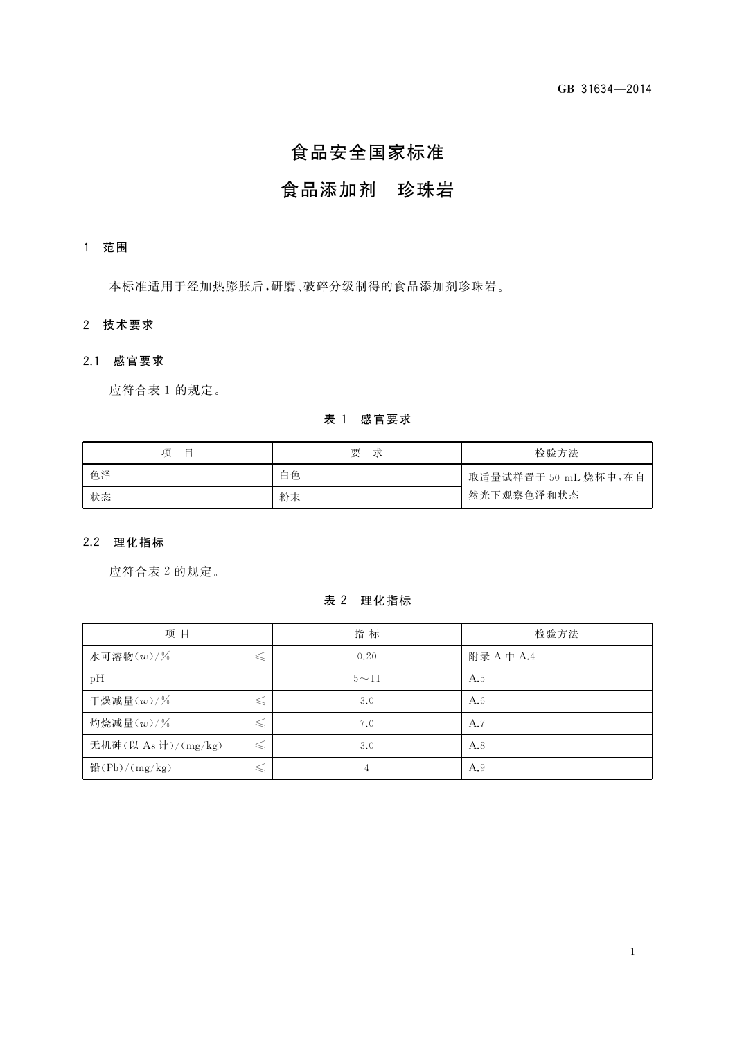# 食品安全国家标准

# 食品添加剂　珍珠岩

## 1　范围

本标准适用于经加热膨胀后，研磨、破碎分级制得的食品添加剂珍珠岩。

## 2　技术要求

### 2.1　感官要求

应符合表1的规定。

**表1　感官要求**

| 项　目 | 要　求 | 检验方法 |
|---|---|---|
| 色泽 | 白色 | 取适量试样置于50 mL烧杯中，在自然光下观察色泽和状态 |
| 状态 | 粉末 | |

### 2.2　理化指标

应符合表2的规定。

**表2　理化指标**

| 项　目 | | 指　标 | 检验方法 |
|---|---|---|---|
| 水可溶物($w$)/% | ≤ | 0.20 | 附录A中A.4 |
| pH | | 5～11 | A.5 |
| 干燥减量($w$)/% | ≤ | 3.0 | A.6 |
| 灼烧减量($w$)/% | ≤ | 7.0 | A.7 |
| 无机砷(以As计)/(mg/kg) | ≤ | 3.0 | A.8 |
| 铅(Pb)/(mg/kg) | ≤ | 4 | A.9 |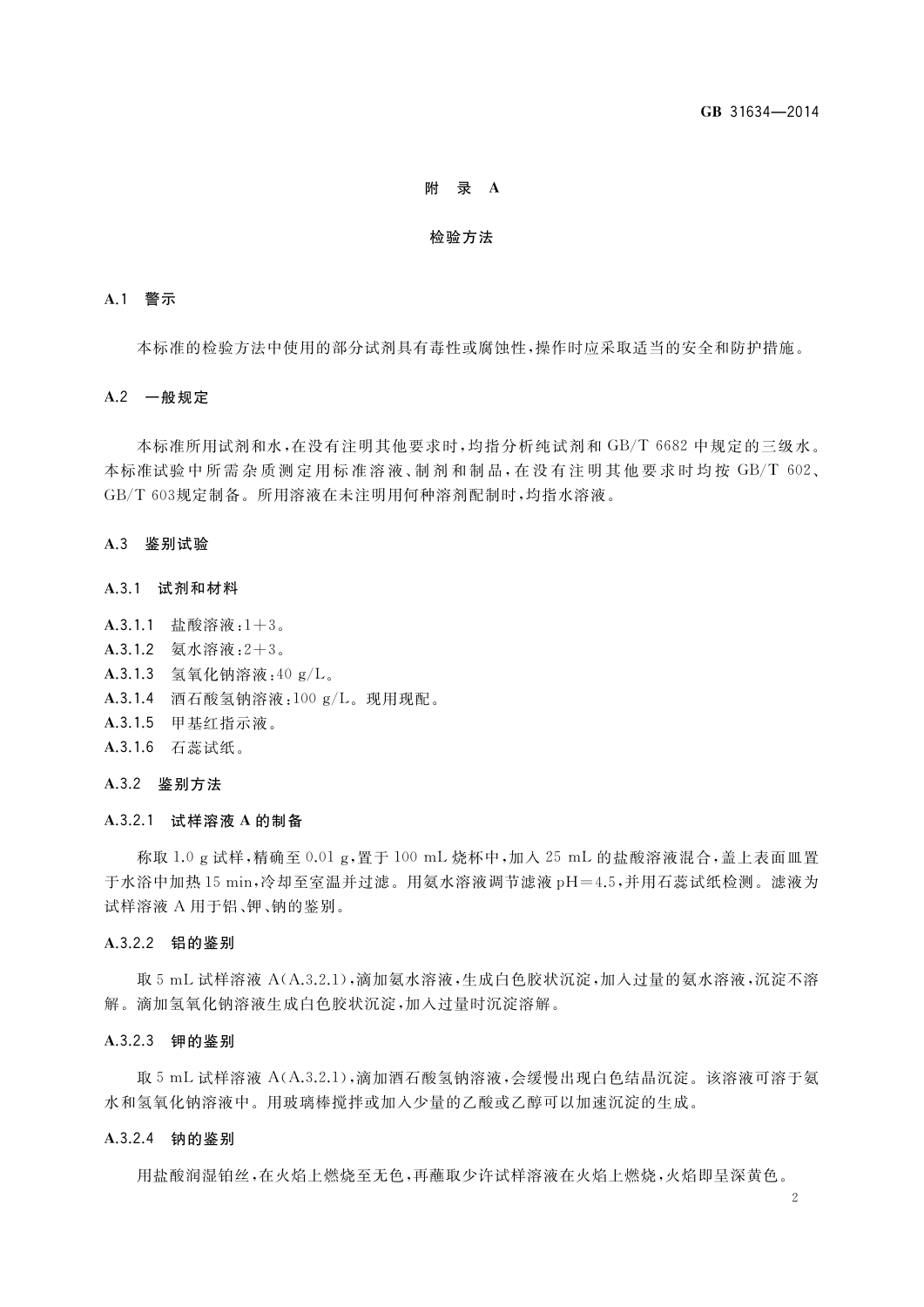# 附　录　A

## 检验方法

### A.1　警示

本标准的检验方法中使用的部分试剂具有毒性或腐蚀性，操作时应采取适当的安全和防护措施。

### A.2　一般规定

本标准所用试剂和水，在没有注明其他要求时，均指分析纯试剂和 GB/T 6682 中规定的三级水。本标准试验中所需杂质测定用标准溶液、制剂和制品，在没有注明其他要求时均按 GB/T 602、GB/T 603规定制备。所用溶液在未注明用何种溶剂配制时，均指水溶液。

### A.3　鉴别试验

#### A.3.1　试剂和材料

**A.3.1.1**　盐酸溶液：1＋3。

**A.3.1.2**　氨水溶液：2＋3。

**A.3.1.3**　氢氧化钠溶液：40 g/L。

**A.3.1.4**　酒石酸氢钠溶液：100 g/L。现用现配。

**A.3.1.5**　甲基红指示液。

**A.3.1.6**　石蕊试纸。

#### A.3.2　鉴别方法

##### A.3.2.1　试样溶液 A 的制备

称取 1.0 g 试样，精确至 0.01 g，置于 100 mL 烧杯中，加入 25 mL 的盐酸溶液混合，盖上表面皿置于水浴中加热 15 min，冷却至室温并过滤。用氨水溶液调节滤液 pH＝4.5，并用石蕊试纸检测。滤液为试样溶液 A 用于铝、钾、钠的鉴别。

##### A.3.2.2　铝的鉴别

取 5 mL 试样溶液 A(A.3.2.1)，滴加氨水溶液，生成白色胶状沉淀，加入过量的氨水溶液，沉淀不溶解。滴加氢氧化钠溶液生成白色胶状沉淀，加入过量时沉淀溶解。

##### A.3.2.3　钾的鉴别

取 5 mL 试样溶液 A(A.3.2.1)，滴加酒石酸氢钠溶液，会缓慢出现白色结晶沉淀。该溶液可溶于氨水和氢氧化钠溶液中。用玻璃棒搅拌或加入少量的乙酸或乙醇可以加速沉淀的生成。

##### A.3.2.4　钠的鉴别

用盐酸润湿铂丝，在火焰上燃烧至无色，再蘸取少许试样溶液在火焰上燃烧，火焰即呈深黄色。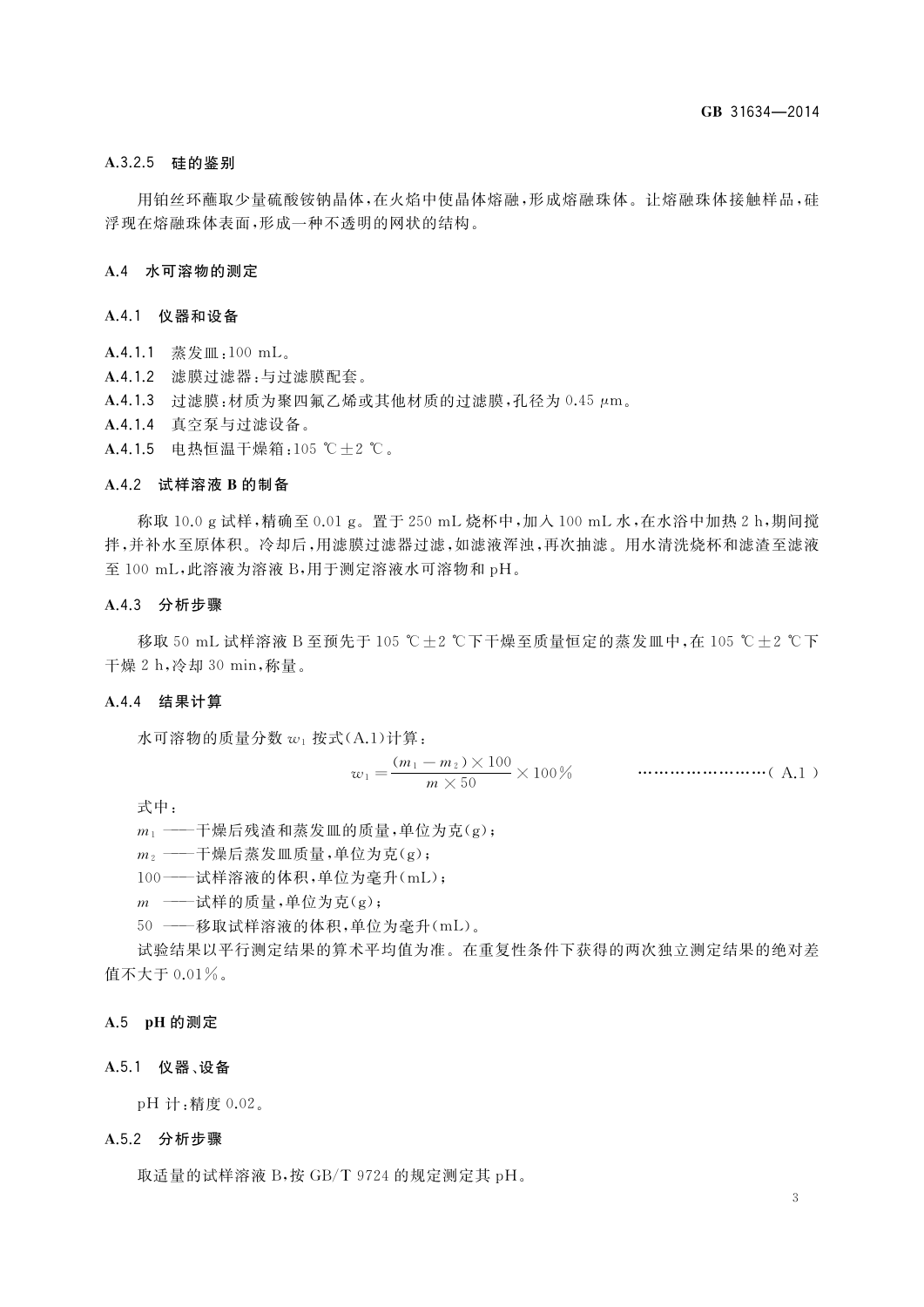#### A.3.2.5　硅的鉴别

用铂丝环蘸取少量硫酸铵钠晶体，在火焰中使晶体熔融，形成熔融珠体。让熔融珠体接触样品，硅浮现在熔融珠体表面，形成一种不透明的网状的结构。

## A.4　水可溶物的测定

### A.4.1　仪器和设备

A.4.1.1　蒸发皿：100 mL。

A.4.1.2　滤膜过滤器：与过滤膜配套。

A.4.1.3　过滤膜：材质为聚四氟乙烯或其他材质的过滤膜，孔径为 0.45 μm。

A.4.1.4　真空泵与过滤设备。

A.4.1.5　电热恒温干燥箱：105 ℃±2 ℃。

### A.4.2　试样溶液 B 的制备

称取 10.0 g 试样，精确至 0.01 g。置于 250 mL 烧杯中，加入 100 mL 水，在水浴中加热 2 h，期间搅拌，并补水至原体积。冷却后，用滤膜过滤器过滤，如滤液浑浊，再次抽滤。用水清洗烧杯和滤渣至滤液至 100 mL，此溶液为溶液 B，用于测定溶液水可溶物和 pH。

### A.4.3　分析步骤

移取 50 mL 试样溶液 B 至预先于 105 ℃±2 ℃下干燥至质量恒定的蒸发皿中，在 105 ℃±2 ℃下干燥 2 h，冷却 30 min，称量。

### A.4.4　结果计算

水可溶物的质量分数 $w_1$ 按式(A.1)计算：

$$w_1 = \frac{(m_1 - m_2) \times 100}{m \times 50} \times 100\% \qquad \cdots\cdots\cdots\cdots\cdots\cdots\cdots\cdots (\text{A.1})$$

式中：

$m_1$ ——干燥后残渣和蒸发皿的质量，单位为克(g)；

$m_2$ ——干燥后蒸发皿质量，单位为克(g)；

100——试样溶液的体积，单位为毫升(mL)；

$m$ ——试样的质量，单位为克(g)；

50 ——移取试样溶液的体积，单位为毫升(mL)。

试验结果以平行测定结果的算术平均值为准。在重复性条件下获得的两次独立测定结果的绝对差值不大于 0.01%。

## A.5　pH 的测定

### A.5.1　仪器、设备

pH 计：精度 0.02。

### A.5.2　分析步骤

取适量的试样溶液 B，按 GB/T 9724 的规定测定其 pH。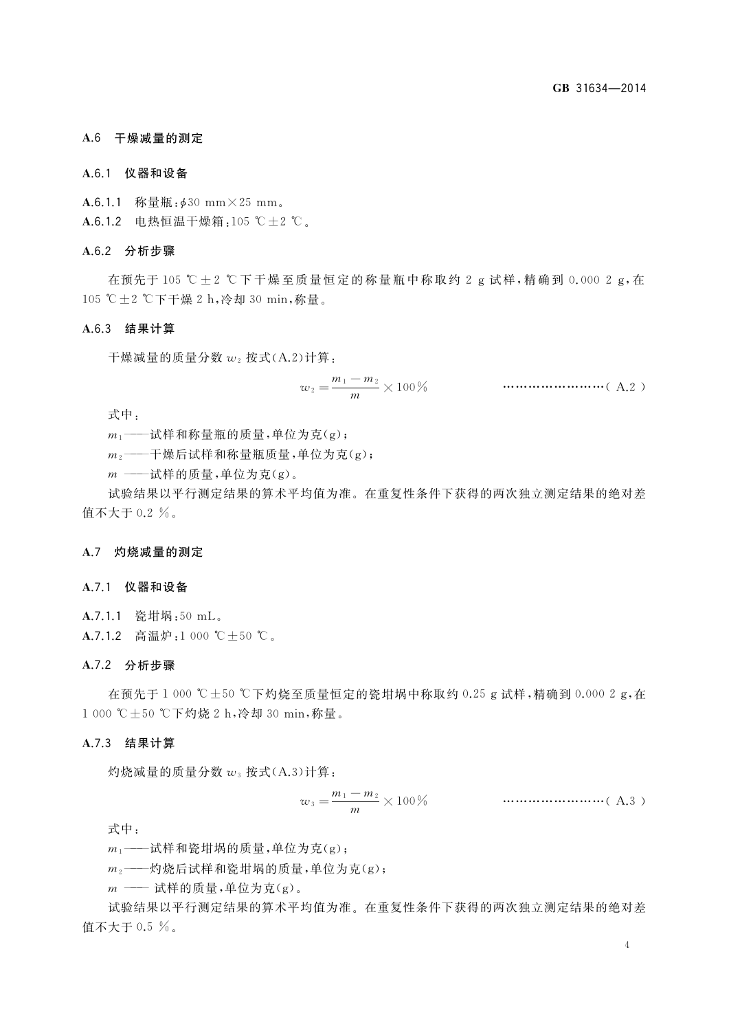### A.6 干燥减量的测定

#### A.6.1 仪器和设备

**A.6.1.1** 称量瓶：$\phi$30 mm×25 mm。

**A.6.1.2** 电热恒温干燥箱：105 ℃±2 ℃。

#### A.6.2 分析步骤

在预先于105 ℃±2 ℃下干燥至质量恒定的称量瓶中称取约2 g试样，精确到0.000 2 g，在105 ℃±2 ℃下干燥2 h，冷却30 min，称量。

#### A.6.3 结果计算

干燥减量的质量分数 $w_2$ 按式(A.2)计算：

$$w_2 = \frac{m_1 - m_2}{m} \times 100\% \qquad \cdots\cdots\cdots\cdots\cdots\cdots\cdots\cdots (\text{A.2})$$

式中：

$m_1$——试样和称量瓶的质量，单位为克(g)；

$m_2$——干燥后试样和称量瓶质量，单位为克(g)；

$m$ ——试样的质量，单位为克(g)。

试验结果以平行测定结果的算术平均值为准。在重复性条件下获得的两次独立测定结果的绝对差值不大于0.2 %。

### A.7 灼烧减量的测定

#### A.7.1 仪器和设备

**A.7.1.1** 瓷坩埚：50 mL。

**A.7.1.2** 高温炉：1 000 ℃±50 ℃。

#### A.7.2 分析步骤

在预先于1 000 ℃±50 ℃下灼烧至质量恒定的瓷坩埚中称取约0.25 g试样，精确到0.000 2 g，在1 000 ℃±50 ℃下灼烧2 h，冷却30 min，称量。

#### A.7.3 结果计算

灼烧减量的质量分数 $w_3$ 按式(A.3)计算：

$$w_3 = \frac{m_1 - m_2}{m} \times 100\% \qquad \cdots\cdots\cdots\cdots\cdots\cdots\cdots\cdots (\text{A.3})$$

式中：

$m_1$——试样和瓷坩埚的质量，单位为克(g)；

$m_2$——灼烧后试样和瓷坩埚的质量，单位为克(g)；

$m$ —— 试样的质量，单位为克(g)。

试验结果以平行测定结果的算术平均值为准。在重复性条件下获得的两次独立测定结果的绝对差值不大于0.5 %。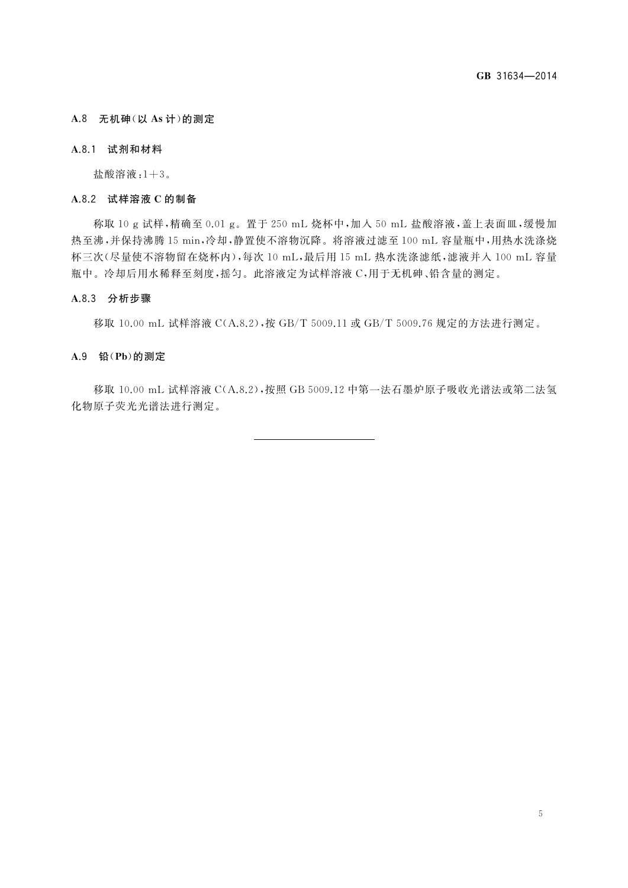### A.8 无机砷(以 As 计)的测定

#### A.8.1 试剂和材料

盐酸溶液:1+3。

#### A.8.2 试样溶液 C 的制备

称取 10 g 试样,精确至 0.01 g。置于 250 mL 烧杯中,加入 50 mL 盐酸溶液,盖上表面皿,缓慢加热至沸,并保持沸腾 15 min,冷却,静置使不溶物沉降。将溶液过滤至 100 mL 容量瓶中,用热水洗涤烧杯三次(尽量使不溶物留在烧杯内),每次 10 mL,最后用 15 mL 热水洗涤滤纸,滤液并入 100 mL 容量瓶中。冷却后用水稀释至刻度,摇匀。此溶液定为试样溶液 C,用于无机砷、铅含量的测定。

#### A.8.3 分析步骤

移取 10.00 mL 试样溶液 C(A.8.2),按 GB/T 5009.11 或 GB/T 5009.76 规定的方法进行测定。

### A.9 铅(Pb)的测定

移取 10.00 mL 试样溶液 C(A.8.2),按照 GB 5009.12 中第一法石墨炉原子吸收光谱法或第二法氢化物原子荧光光谱法进行测定。